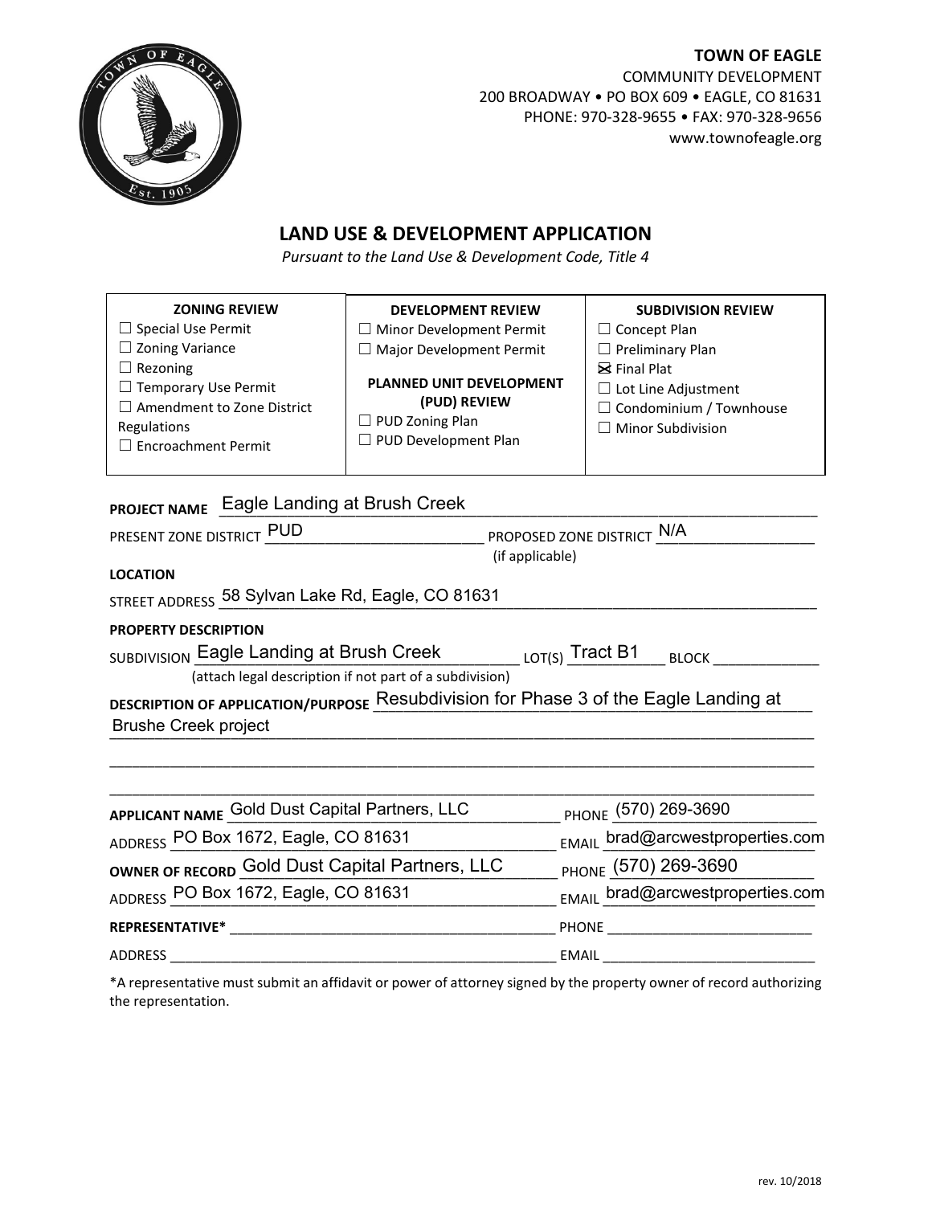**TOWN OF EAGLE**
COMMUNITY DEVELOPMENT
200 BROADWAY • PO BOX 609 • EAGLE, CO 81631
PHONE: 970-328-9655 • FAX: 970-328-9656
www.townofeagle.org

# LAND USE & DEVELOPMENT APPLICATION

*Pursuant to the Land Use & Development Code, Title 4*

| ZONING REVIEW | DEVELOPMENT REVIEW | SUBDIVISION REVIEW |
|---|---|---|
| ☐ Special Use Permit<br>☐ Zoning Variance<br>☐ Rezoning<br>☐ Temporary Use Permit<br>☐ Amendment to Zone District Regulations<br>☐ Encroachment Permit | ☐ Minor Development Permit<br>☐ Major Development Permit<br><br>**PLANNED UNIT DEVELOPMENT (PUD) REVIEW**<br>☐ PUD Zoning Plan<br>☐ PUD Development Plan | ☐ Concept Plan<br>☐ Preliminary Plan<br>☒ Final Plat<br>☐ Lot Line Adjustment<br>☐ Condominium / Townhouse<br>☐ Minor Subdivision |

**PROJECT NAME** Eagle Landing at Brush Creek

PRESENT ZONE DISTRICT PUD PROPOSED ZONE DISTRICT N/A
(if applicable)

**LOCATION**

STREET ADDRESS 58 Sylvan Lake Rd, Eagle, CO 81631

**PROPERTY DESCRIPTION**

SUBDIVISION Eagle Landing at Brush Creek LOT(S) Tract B1 BLOCK ____________
(attach legal description if not part of a subdivision)

**DESCRIPTION OF APPLICATION/PURPOSE** Resubdivision for Phase 3 of the Eagle Landing at Brushe Creek project

**APPLICANT NAME** Gold Dust Capital Partners, LLC PHONE (570) 269-3690

ADDRESS PO Box 1672, Eagle, CO 81631 EMAIL brad@arcwestproperties.com

**OWNER OF RECORD** Gold Dust Capital Partners, LLC PHONE (570) 269-3690

ADDRESS PO Box 1672, Eagle, CO 81631 EMAIL brad@arcwestproperties.com

**REPRESENTATIVE*** ____________________ PHONE ____________________

ADDRESS ____________________ EMAIL ____________________

*A representative must submit an affidavit or power of attorney signed by the property owner of record authorizing the representation.

rev. 10/2018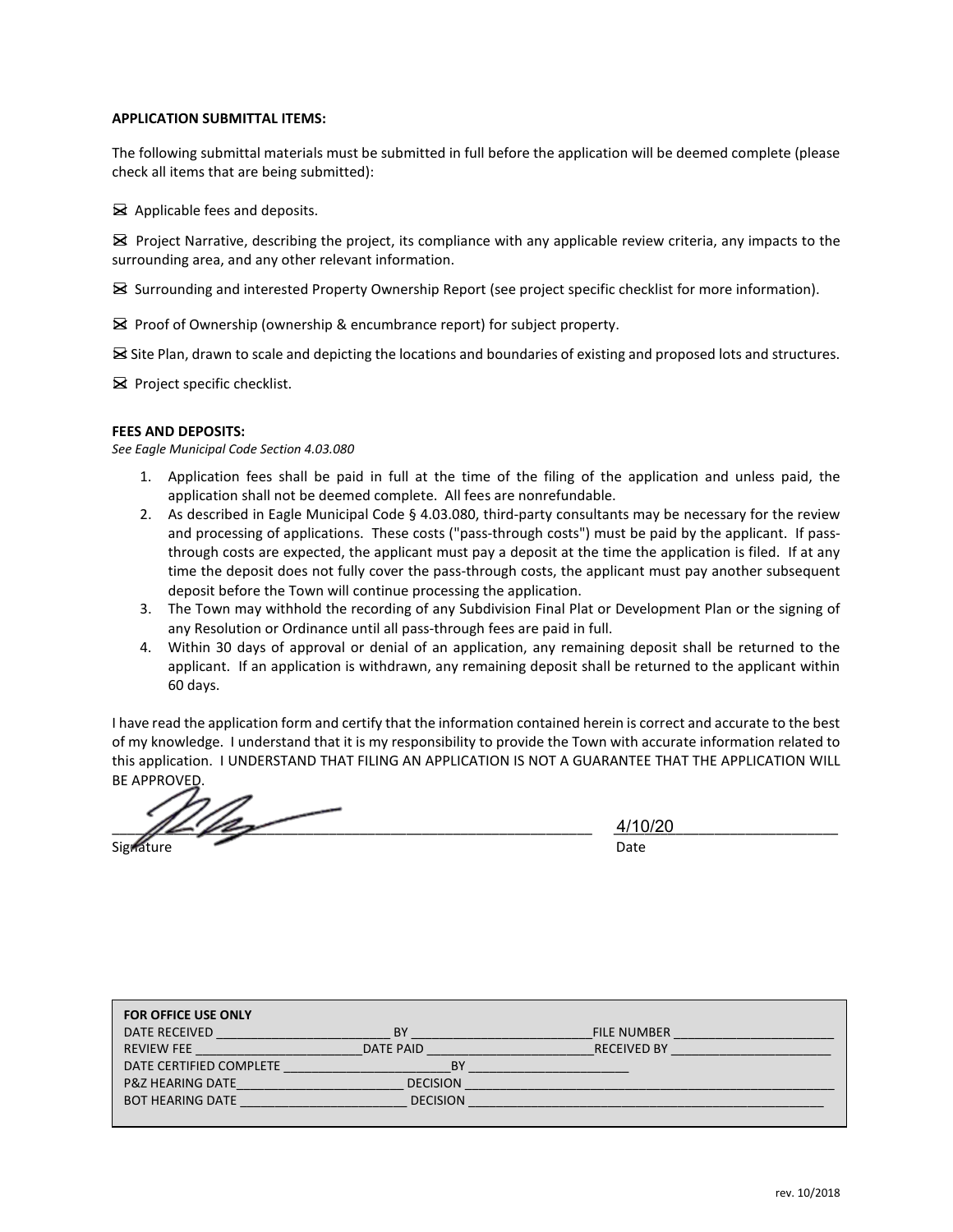**APPLICATION SUBMITTAL ITEMS:**

The following submittal materials must be submitted in full before the application will be deemed complete (please check all items that are being submitted):

☒ Applicable fees and deposits.

☒ Project Narrative, describing the project, its compliance with any applicable review criteria, any impacts to the surrounding area, and any other relevant information.

☒ Surrounding and interested Property Ownership Report (see project specific checklist for more information).

☒ Proof of Ownership (ownership & encumbrance report) for subject property.

☒ Site Plan, drawn to scale and depicting the locations and boundaries of existing and proposed lots and structures.

☒ Project specific checklist.

**FEES AND DEPOSITS:**

*See Eagle Municipal Code Section 4.03.080*

1. Application fees shall be paid in full at the time of the filing of the application and unless paid, the application shall not be deemed complete. All fees are nonrefundable.
2. As described in Eagle Municipal Code § 4.03.080, third-party consultants may be necessary for the review and processing of applications. These costs ("pass-through costs") must be paid by the applicant. If pass-through costs are expected, the applicant must pay a deposit at the time the application is filed. If at any time the deposit does not fully cover the pass-through costs, the applicant must pay another subsequent deposit before the Town will continue processing the application.
3. The Town may withhold the recording of any Subdivision Final Plat or Development Plan or the signing of any Resolution or Ordinance until all pass-through fees are paid in full.
4. Within 30 days of approval or denial of an application, any remaining deposit shall be returned to the applicant. If an application is withdrawn, any remaining deposit shall be returned to the applicant within 60 days.

I have read the application form and certify that the information contained herein is correct and accurate to the best of my knowledge. I understand that it is my responsibility to provide the Town with accurate information related to this application. I UNDERSTAND THAT FILING AN APPLICATION IS NOT A GUARANTEE THAT THE APPLICATION WILL BE APPROVED.

[Signature] 4/10/20

Signature Date

**FOR OFFICE USE ONLY**

DATE RECEIVED ____________ BY ____________ FILE NUMBER ____________

REVIEW FEE ____________ DATE PAID ____________ RECEIVED BY ____________

DATE CERTIFIED COMPLETE ____________ BY ____________

P&Z HEARING DATE ____________ DECISION ____________

BOT HEARING DATE ____________ DECISION ____________

rev. 10/2018